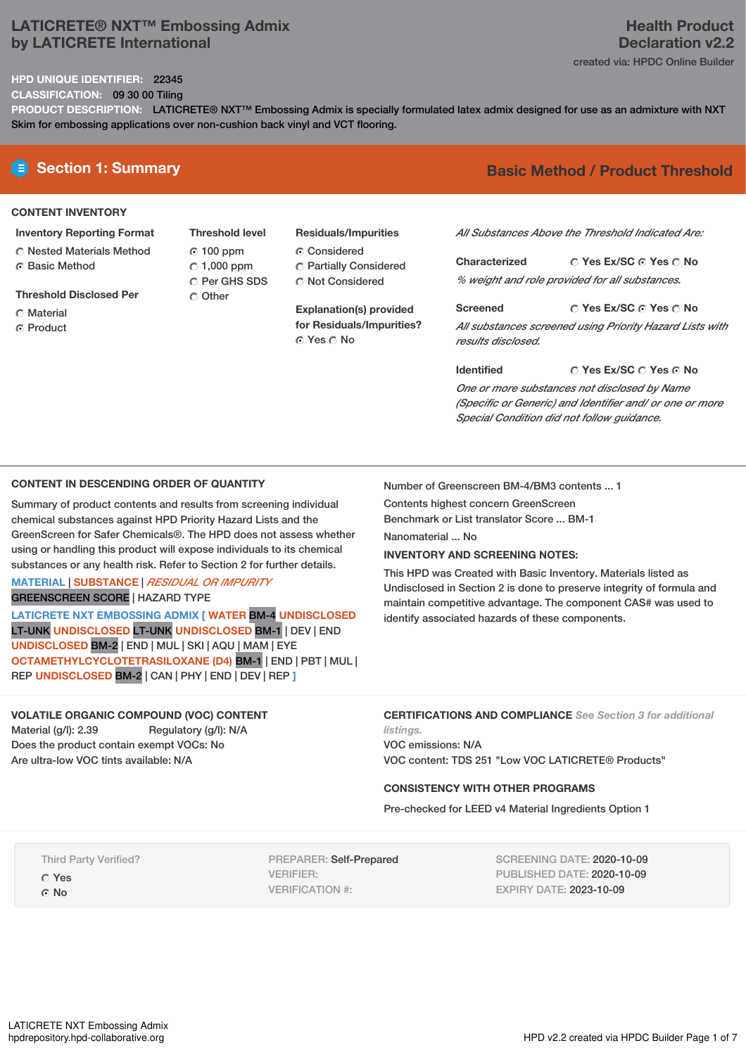# LATICRETE® NXT™ Embossing Admix by LATICRETE International

**Health Product Declaration v2.2**

created via: HPDC Online Builder

**HPD UNIQUE IDENTIFIER:** 22345

**CLASSIFICATION:** 09 30 00 Tiling

**PRODUCT DESCRIPTION:** LATICRETE® NXT™ Embossing Admix is specially formulated latex admix designed for use as an admixture with NXT Skim for embossing applications over non-cushion back vinyl and VCT flooring.

## Section 1: Summary

**Basic Method / Product Threshold**

### CONTENT INVENTORY

**Inventory Reporting Format**
- ○ Nested Materials Method
- ◉ Basic Method

**Threshold Disclosed Per**
- ○ Material
- ◉ Product

**Threshold level**
- ◉ 100 ppm
- ○ 1,000 ppm
- ○ Per GHS SDS
- ○ Other

**Residuals/Impurities**
- ◉ Considered
- ○ Partially Considered
- ○ Not Considered

**Explanation(s) provided for Residuals/Impurities?**
◉ Yes ○ No

*All Substances Above the Threshold Indicated Are:*

**Characterized** ○ Yes Ex/SC ◉ Yes ○ No
*% weight and role provided for all substances.*

**Screened** ○ Yes Ex/SC ◉ Yes ○ No
*All substances screened using Priority Hazard Lists with results disclosed.*

**Identified** ○ Yes Ex/SC ○ Yes ◉ No
*One or more substances not disclosed by Name (Specific or Generic) and Identifier and/ or one or more Special Condition did not follow guidance.*

### CONTENT IN DESCENDING ORDER OF QUANTITY

Summary of product contents and results from screening individual chemical substances against HPD Priority Hazard Lists and the GreenScreen for Safer Chemicals®. The HPD does not assess whether using or handling this product will expose individuals to its chemical substances or any health risk. Refer to Section 2 for further details.

MATERIAL | SUBSTANCE | *RESIDUAL OR IMPURITY*
GREENSCREEN SCORE | HAZARD TYPE

LATICRETE NXT EMBOSSING ADMIX [ WATER BM-4 UNDISCLOSED LT-UNK UNDISCLOSED LT-UNK UNDISCLOSED BM-1 | DEV | END UNDISCLOSED BM-2 | END | MUL | SKI | AQU | MAM | EYE OCTAMETHYLCYCLOTETRASILOXANE (D4) BM-1 | END | PBT | MUL | REP UNDISCLOSED BM-2 | CAN | PHY | END | DEV | REP ]

Number of Greenscreen BM-4/BM3 contents ... 1

Contents highest concern GreenScreen Benchmark or List translator Score ... BM-1

Nanomaterial ... No

**INVENTORY AND SCREENING NOTES:**

This HPD was Created with Basic Inventory. Materials listed as Undisclosed in Section 2 is done to preserve integrity of formula and maintain competitive advantage. The component CAS# was used to identify associated hazards of these components.

### VOLATILE ORGANIC COMPOUND (VOC) CONTENT

Material (g/l): 2.39 Regulatory (g/l): N/A
Does the product contain exempt VOCs: No
Are ultra-low VOC tints available: N/A

### CERTIFICATIONS AND COMPLIANCE *See Section 3 for additional listings.*

VOC emissions: N/A
VOC content: TDS 251 "Low VOC LATICRETE® Products"

### CONSISTENCY WITH OTHER PROGRAMS

Pre-checked for LEED v4 Material Ingredients Option 1

Third Party Verified?
- ○ Yes
- ◉ No

PREPARER: Self-Prepared
VERIFIER:
VERIFICATION #:

SCREENING DATE: 2020-10-09
PUBLISHED DATE: 2020-10-09
EXPIRY DATE: 2023-10-09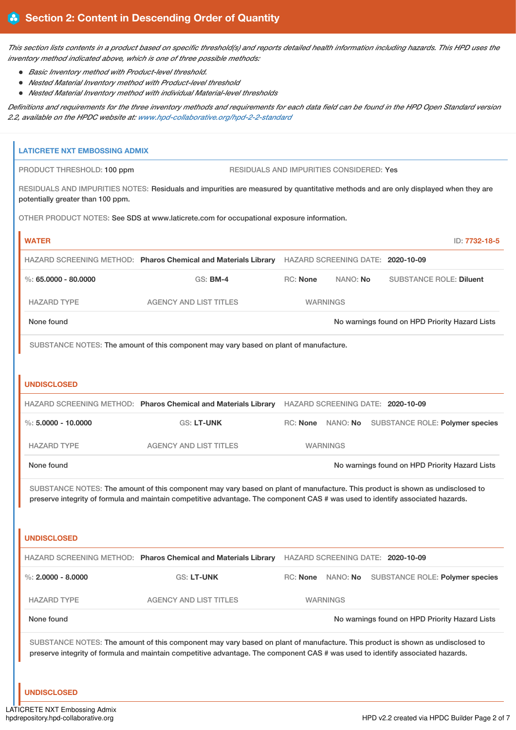## Section 2: Content in Descending Order of Quantity

*This section lists contents in a product based on specific threshold(s) and reports detailed health information including hazards. This HPD uses the inventory method indicated above, which is one of three possible methods:*

- *Basic Inventory method with Product-level threshold.*
- *Nested Material Inventory method with Product-level threshold*
- *Nested Material Inventory method with individual Material-level thresholds*

*Definitions and requirements for the three inventory methods and requirements for each data field can be found in the HPD Open Standard version 2.2, available on the HPDC website at: www.hpd-collaborative.org/hpd-2-2-standard*

### LATICRETE NXT EMBOSSING ADMIX

PRODUCT THRESHOLD: 100 ppm

RESIDUALS AND IMPURITIES CONSIDERED: Yes

RESIDUALS AND IMPURITIES NOTES: Residuals and impurities are measured by quantitative methods and are only displayed when they are potentially greater than 100 ppm.

OTHER PRODUCT NOTES: See SDS at www.laticrete.com for occupational exposure information.

#### WATER

ID: 7732-18-5

HAZARD SCREENING METHOD: **Pharos Chemical and Materials Library** HAZARD SCREENING DATE: **2020-10-09**

%: **65.0000 - 80.0000** GS: **BM-4** RC: **None** NANO: **No** SUBSTANCE ROLE: **Diluent**

| HAZARD TYPE | AGENCY AND LIST TITLES | WARNINGS |
|---|---|---|
| None found | | No warnings found on HPD Priority Hazard Lists |

SUBSTANCE NOTES: The amount of this component may vary based on plant of manufacture.

#### UNDISCLOSED

HAZARD SCREENING METHOD: **Pharos Chemical and Materials Library** HAZARD SCREENING DATE: **2020-10-09**

%: **5.0000 - 10.0000** GS: **LT-UNK** RC: **None** NANO: **No** SUBSTANCE ROLE: **Polymer species**

| HAZARD TYPE | AGENCY AND LIST TITLES | WARNINGS |
|---|---|---|
| None found | | No warnings found on HPD Priority Hazard Lists |

SUBSTANCE NOTES: The amount of this component may vary based on plant of manufacture. This product is shown as undisclosed to preserve integrity of formula and maintain competitive advantage. The component CAS # was used to identify associated hazards.

#### UNDISCLOSED

HAZARD SCREENING METHOD: **Pharos Chemical and Materials Library** HAZARD SCREENING DATE: **2020-10-09**

%: **2.0000 - 8.0000** GS: **LT-UNK** RC: **None** NANO: **No** SUBSTANCE ROLE: **Polymer species**

| HAZARD TYPE | AGENCY AND LIST TITLES | WARNINGS |
|---|---|---|
| None found | | No warnings found on HPD Priority Hazard Lists |

SUBSTANCE NOTES: The amount of this component may vary based on plant of manufacture. This product is shown as undisclosed to preserve integrity of formula and maintain competitive advantage. The component CAS # was used to identify associated hazards.

#### UNDISCLOSED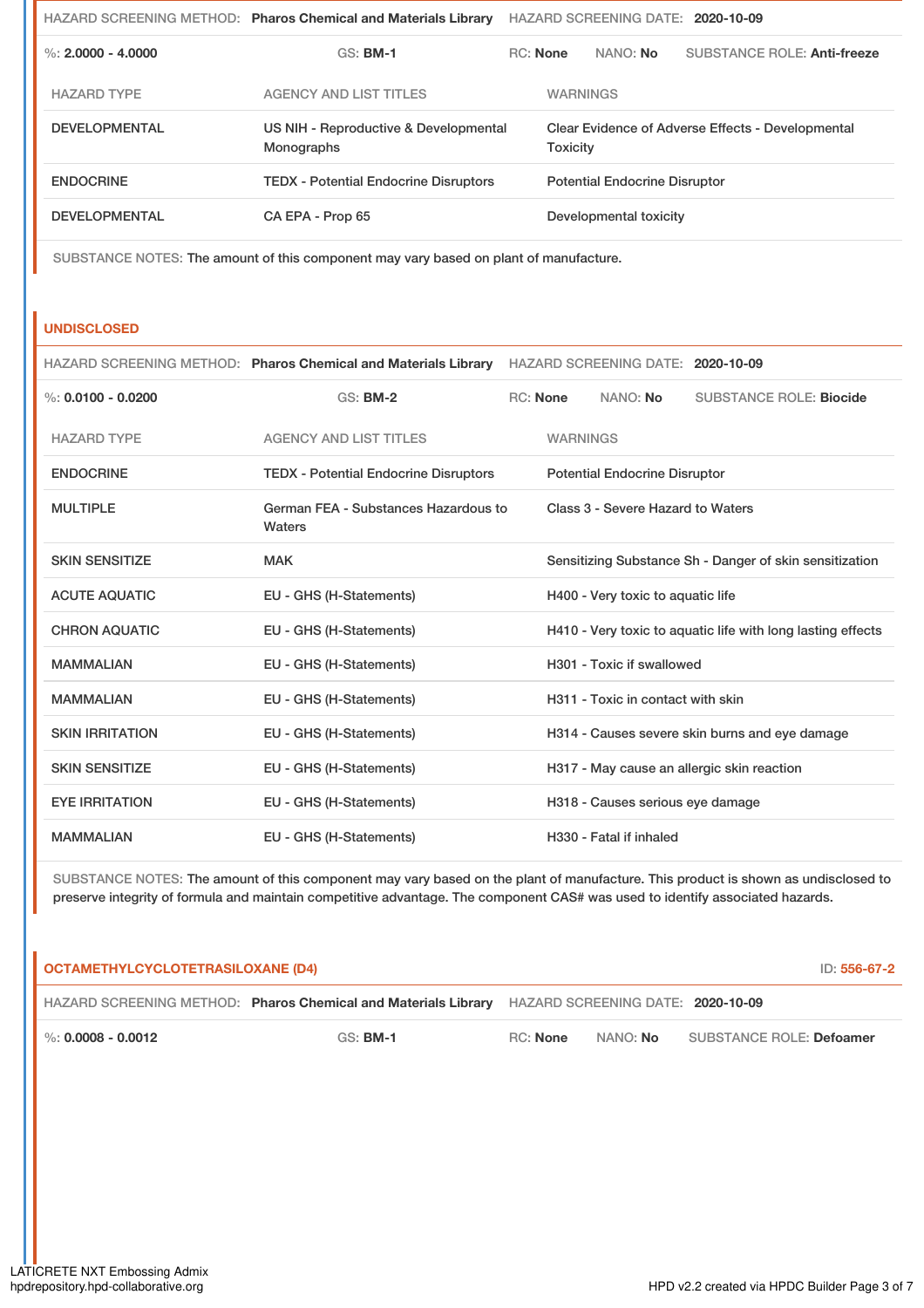HAZARD SCREENING METHOD: **Pharos Chemical and Materials Library** HAZARD SCREENING DATE: **2020-10-09**

%: **2.0000 - 4.0000** GS: **BM-1** RC: **None** NANO: **No** SUBSTANCE ROLE: **Anti-freeze**

| HAZARD TYPE | AGENCY AND LIST TITLES | WARNINGS |
|---|---|---|
| DEVELOPMENTAL | US NIH - Reproductive & Developmental Monographs | Clear Evidence of Adverse Effects - Developmental Toxicity |
| ENDOCRINE | TEDX - Potential Endocrine Disruptors | Potential Endocrine Disruptor |
| DEVELOPMENTAL | CA EPA - Prop 65 | Developmental toxicity |

SUBSTANCE NOTES: The amount of this component may vary based on plant of manufacture.

## UNDISCLOSED

HAZARD SCREENING METHOD: **Pharos Chemical and Materials Library** HAZARD SCREENING DATE: **2020-10-09**

%: **0.0100 - 0.0200** GS: **BM-2** RC: **None** NANO: **No** SUBSTANCE ROLE: **Biocide**

| HAZARD TYPE | AGENCY AND LIST TITLES | WARNINGS |
|---|---|---|
| ENDOCRINE | TEDX - Potential Endocrine Disruptors | Potential Endocrine Disruptor |
| MULTIPLE | German FEA - Substances Hazardous to Waters | Class 3 - Severe Hazard to Waters |
| SKIN SENSITIZE | MAK | Sensitizing Substance Sh - Danger of skin sensitization |
| ACUTE AQUATIC | EU - GHS (H-Statements) | H400 - Very toxic to aquatic life |
| CHRON AQUATIC | EU - GHS (H-Statements) | H410 - Very toxic to aquatic life with long lasting effects |
| MAMMALIAN | EU - GHS (H-Statements) | H301 - Toxic if swallowed |
| MAMMALIAN | EU - GHS (H-Statements) | H311 - Toxic in contact with skin |
| SKIN IRRITATION | EU - GHS (H-Statements) | H314 - Causes severe skin burns and eye damage |
| SKIN SENSITIZE | EU - GHS (H-Statements) | H317 - May cause an allergic skin reaction |
| EYE IRRITATION | EU - GHS (H-Statements) | H318 - Causes serious eye damage |
| MAMMALIAN | EU - GHS (H-Statements) | H330 - Fatal if inhaled |

SUBSTANCE NOTES: The amount of this component may vary based on the plant of manufacture. This product is shown as undisclosed to preserve integrity of formula and maintain competitive advantage. The component CAS# was used to identify associated hazards.

## OCTAMETHYLCYCLOTETRASILOXANE (D4)

ID: 556-67-2

HAZARD SCREENING METHOD: **Pharos Chemical and Materials Library** HAZARD SCREENING DATE: **2020-10-09**

%: **0.0008 - 0.0012** GS: **BM-1** RC: **None** NANO: **No** SUBSTANCE ROLE: **Defoamer**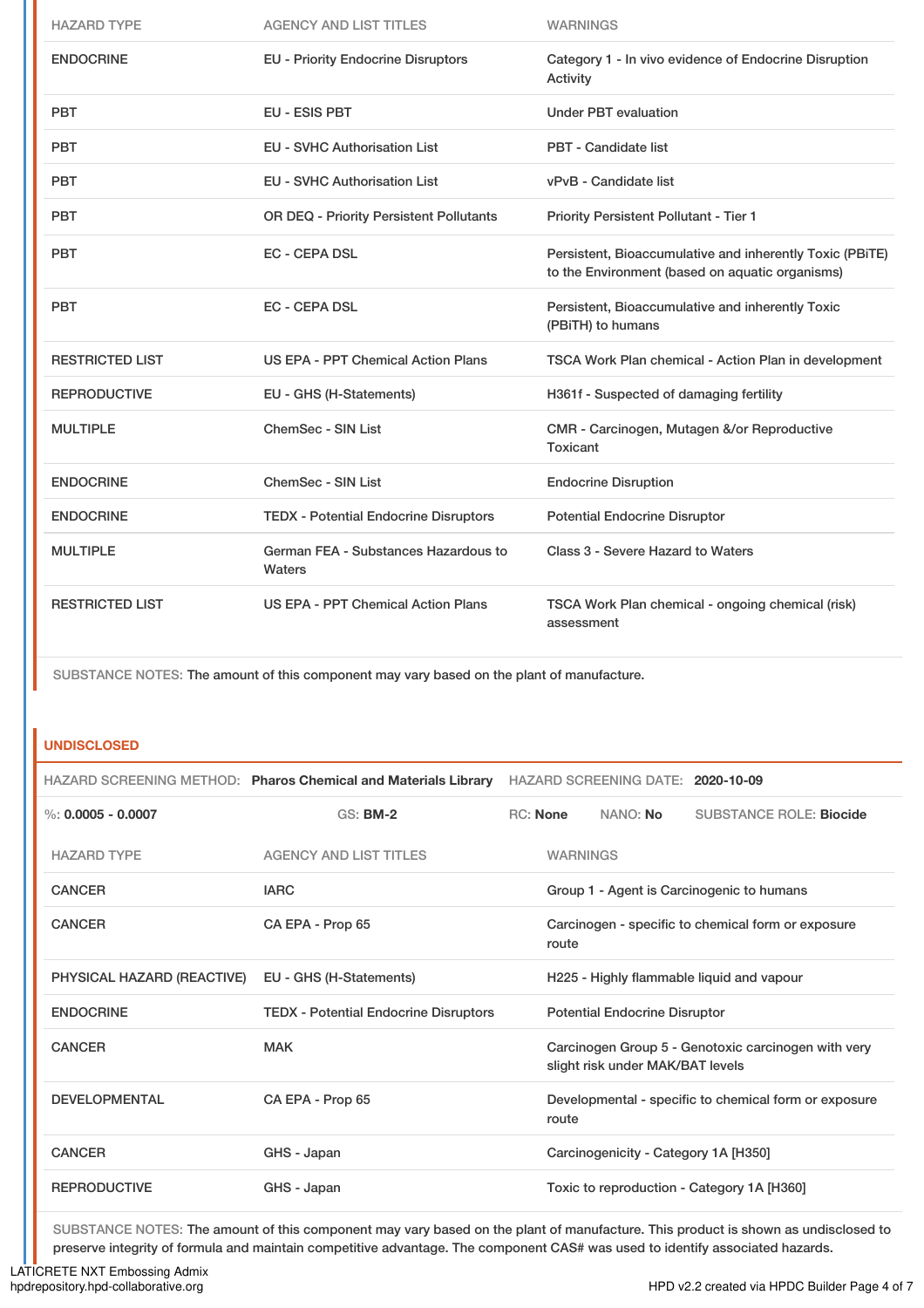| HAZARD TYPE | AGENCY AND LIST TITLES | WARNINGS |
|---|---|---|
| ENDOCRINE | EU - Priority Endocrine Disruptors | Category 1 - In vivo evidence of Endocrine Disruption Activity |
| PBT | EU - ESIS PBT | Under PBT evaluation |
| PBT | EU - SVHC Authorisation List | PBT - Candidate list |
| PBT | EU - SVHC Authorisation List | vPvB - Candidate list |
| PBT | OR DEQ - Priority Persistent Pollutants | Priority Persistent Pollutant - Tier 1 |
| PBT | EC - CEPA DSL | Persistent, Bioaccumulative and inherently Toxic (PBiTE) to the Environment (based on aquatic organisms) |
| PBT | EC - CEPA DSL | Persistent, Bioaccumulative and inherently Toxic (PBiTH) to humans |
| RESTRICTED LIST | US EPA - PPT Chemical Action Plans | TSCA Work Plan chemical - Action Plan in development |
| REPRODUCTIVE | EU - GHS (H-Statements) | H361f - Suspected of damaging fertility |
| MULTIPLE | ChemSec - SIN List | CMR - Carcinogen, Mutagen &/or Reproductive Toxicant |
| ENDOCRINE | ChemSec - SIN List | Endocrine Disruption |
| ENDOCRINE | TEDX - Potential Endocrine Disruptors | Potential Endocrine Disruptor |
| MULTIPLE | German FEA - Substances Hazardous to Waters | Class 3 - Severe Hazard to Waters |
| RESTRICTED LIST | US EPA - PPT Chemical Action Plans | TSCA Work Plan chemical - ongoing chemical (risk) assessment |

SUBSTANCE NOTES: The amount of this component may vary based on the plant of manufacture.

## UNDISCLOSED

HAZARD SCREENING METHOD: **Pharos Chemical and Materials Library** HAZARD SCREENING DATE: **2020-10-09**

%: **0.0005 - 0.0007** GS: **BM-2** RC: **None** NANO: **No** SUBSTANCE ROLE: **Biocide**

| HAZARD TYPE | AGENCY AND LIST TITLES | WARNINGS |
|---|---|---|
| CANCER | IARC | Group 1 - Agent is Carcinogenic to humans |
| CANCER | CA EPA - Prop 65 | Carcinogen - specific to chemical form or exposure route |
| PHYSICAL HAZARD (REACTIVE) | EU - GHS (H-Statements) | H225 - Highly flammable liquid and vapour |
| ENDOCRINE | TEDX - Potential Endocrine Disruptors | Potential Endocrine Disruptor |
| CANCER | MAK | Carcinogen Group 5 - Genotoxic carcinogen with very slight risk under MAK/BAT levels |
| DEVELOPMENTAL | CA EPA - Prop 65 | Developmental - specific to chemical form or exposure route |
| CANCER | GHS - Japan | Carcinogenicity - Category 1A [H350] |
| REPRODUCTIVE | GHS - Japan | Toxic to reproduction - Category 1A [H360] |

SUBSTANCE NOTES: The amount of this component may vary based on the plant of manufacture. This product is shown as undisclosed to preserve integrity of formula and maintain competitive advantage. The component CAS# was used to identify associated hazards.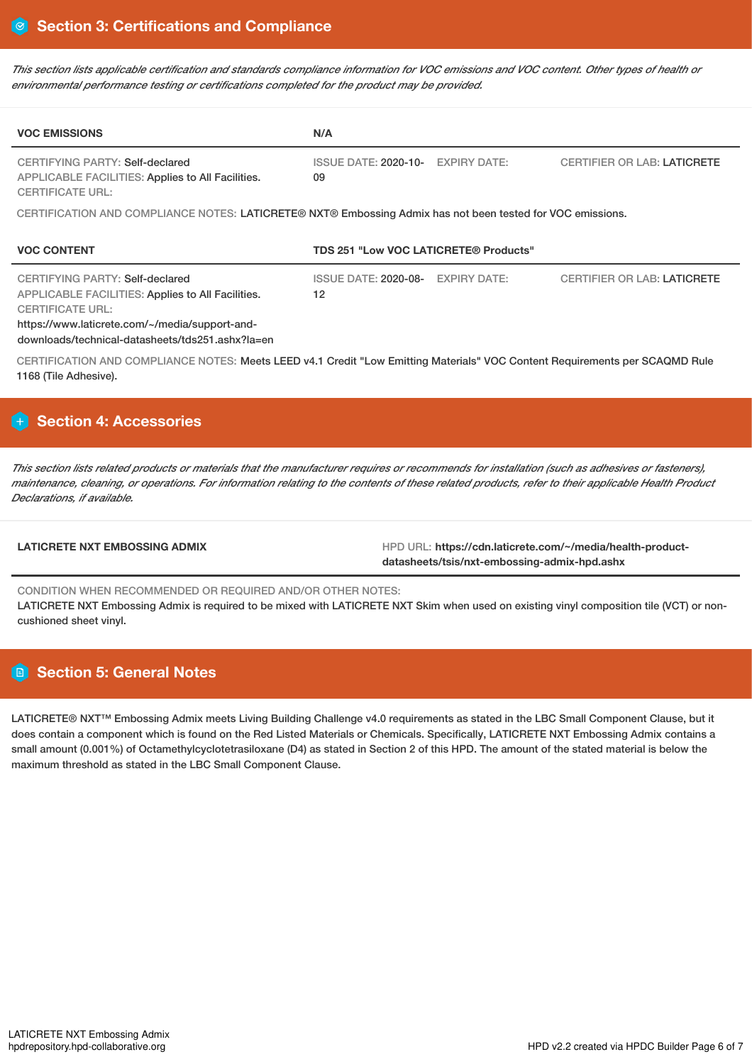## Section 3: Certifications and Compliance

*This section lists applicable certification and standards compliance information for VOC emissions and VOC content. Other types of health or environmental performance testing or certifications completed for the product may be provided.*

| VOC EMISSIONS | N/A | | |
|---|---|---|---|
| CERTIFYING PARTY: Self-declared<br>APPLICABLE FACILITIES: Applies to All Facilities.<br>CERTIFICATE URL: | ISSUE DATE: 2020-10-09 | EXPIRY DATE: | CERTIFIER OR LAB: LATICRETE |

CERTIFICATION AND COMPLIANCE NOTES: LATICRETE® NXT® Embossing Admix has not been tested for VOC emissions.

| VOC CONTENT | TDS 251 "Low VOC LATICRETE® Products" | | |
|---|---|---|---|
| CERTIFYING PARTY: Self-declared<br>APPLICABLE FACILITIES: Applies to All Facilities.<br>CERTIFICATE URL:<br>https://www.laticrete.com/~/media/support-and-downloads/technical-datasheets/tds251.ashx?la=en | ISSUE DATE: 2020-08-12 | EXPIRY DATE: | CERTIFIER OR LAB: LATICRETE |

CERTIFICATION AND COMPLIANCE NOTES: Meets LEED v4.1 Credit "Low Emitting Materials" VOC Content Requirements per SCAQMD Rule 1168 (Tile Adhesive).

## Section 4: Accessories

*This section lists related products or materials that the manufacturer requires or recommends for installation (such as adhesives or fasteners), maintenance, cleaning, or operations. For information relating to the contents of these related products, refer to their applicable Health Product Declarations, if available.*

| LATICRETE NXT EMBOSSING ADMIX | HPD URL: https://cdn.laticrete.com/~/media/health-product-datasheets/tsis/nxt-embossing-admix-hpd.ashx |
|---|---|

CONDITION WHEN RECOMMENDED OR REQUIRED AND/OR OTHER NOTES:
LATICRETE NXT Embossing Admix is required to be mixed with LATICRETE NXT Skim when used on existing vinyl composition tile (VCT) or non-cushioned sheet vinyl.

## Section 5: General Notes

LATICRETE® NXT™ Embossing Admix meets Living Building Challenge v4.0 requirements as stated in the LBC Small Component Clause, but it does contain a component which is found on the Red Listed Materials or Chemicals. Specifically, LATICRETE NXT Embossing Admix contains a small amount (0.001%) of Octamethylcyclotetrasiloxane (D4) as stated in Section 2 of this HPD. The amount of the stated material is below the maximum threshold as stated in the LBC Small Component Clause.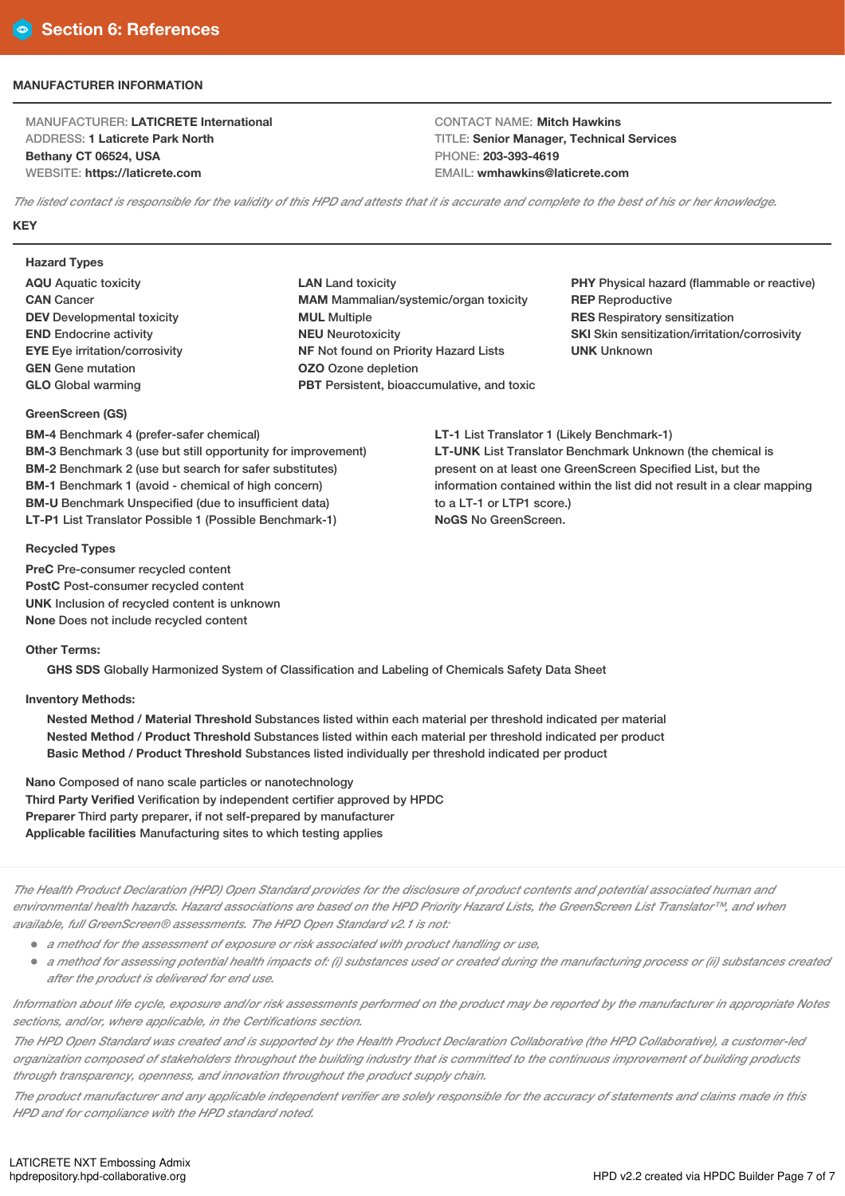## Section 6: References

### MANUFACTURER INFORMATION

MANUFACTURER: **LATICRETE International**
ADDRESS: **1 Laticrete Park North**
**Bethany CT 06524, USA**
WEBSITE: **https://laticrete.com**

CONTACT NAME: **Mitch Hawkins**
TITLE: **Senior Manager, Technical Services**
PHONE: **203-393-4619**
EMAIL: **wmhawkins@laticrete.com**

*The listed contact is responsible for the validity of this HPD and attests that it is accurate and complete to the best of his or her knowledge.*

### KEY

**Hazard Types**

**AQU** Aquatic toxicity
**CAN** Cancer
**DEV** Developmental toxicity
**END** Endocrine activity
**EYE** Eye irritation/corrosivity
**GEN** Gene mutation
**GLO** Global warming
**LAN** Land toxicity
**MAM** Mammalian/systemic/organ toxicity
**MUL** Multiple
**NEU** Neurotoxicity
**NF** Not found on Priority Hazard Lists
**OZO** Ozone depletion
**PBT** Persistent, bioaccumulative, and toxic
**PHY** Physical hazard (flammable or reactive)
**REP** Reproductive
**RES** Respiratory sensitization
**SKI** Skin sensitization/irritation/corrosivity
**UNK** Unknown

**GreenScreen (GS)**

**BM-4** Benchmark 4 (prefer-safer chemical)
**BM-3** Benchmark 3 (use but still opportunity for improvement)
**BM-2** Benchmark 2 (use but search for safer substitutes)
**BM-1** Benchmark 1 (avoid - chemical of high concern)
**BM-U** Benchmark Unspecified (due to insufficient data)
**LT-P1** List Translator Possible 1 (Possible Benchmark-1)
**LT-1** List Translator 1 (Likely Benchmark-1)
**LT-UNK** List Translator Benchmark Unknown (the chemical is present on at least one GreenScreen Specified List, but the information contained within the list did not result in a clear mapping to a LT-1 or LTP1 score.)
**NoGS** No GreenScreen.

**Recycled Types**

**PreC** Pre-consumer recycled content
**PostC** Post-consumer recycled content
**UNK** Inclusion of recycled content is unknown
**None** Does not include recycled content

**Other Terms:**

**GHS SDS** Globally Harmonized System of Classification and Labeling of Chemicals Safety Data Sheet

**Inventory Methods:**

**Nested Method / Material Threshold** Substances listed within each material per threshold indicated per material
**Nested Method / Product Threshold** Substances listed within each material per threshold indicated per product
**Basic Method / Product Threshold** Substances listed individually per threshold indicated per product

**Nano** Composed of nano scale particles or nanotechnology
**Third Party Verified** Verification by independent certifier approved by HPDC
**Preparer** Third party preparer, if not self-prepared by manufacturer
**Applicable facilities** Manufacturing sites to which testing applies

*The Health Product Declaration (HPD) Open Standard provides for the disclosure of product contents and potential associated human and environmental health hazards. Hazard associations are based on the HPD Priority Hazard Lists, the GreenScreen List Translator™, and when available, full GreenScreen® assessments. The HPD Open Standard v2.1 is not:*

- *a method for the assessment of exposure or risk associated with product handling or use,*
- *a method for assessing potential health impacts of: (i) substances used or created during the manufacturing process or (ii) substances created after the product is delivered for end use.*

*Information about life cycle, exposure and/or risk assessments performed on the product may be reported by the manufacturer in appropriate Notes sections, and/or, where applicable, in the Certifications section.*

*The HPD Open Standard was created and is supported by the Health Product Declaration Collaborative (the HPD Collaborative), a customer-led organization composed of stakeholders throughout the building industry that is committed to the continuous improvement of building products through transparency, openness, and innovation throughout the product supply chain.*

*The product manufacturer and any applicable independent verifier are solely responsible for the accuracy of statements and claims made in this HPD and for compliance with the HPD standard noted.*